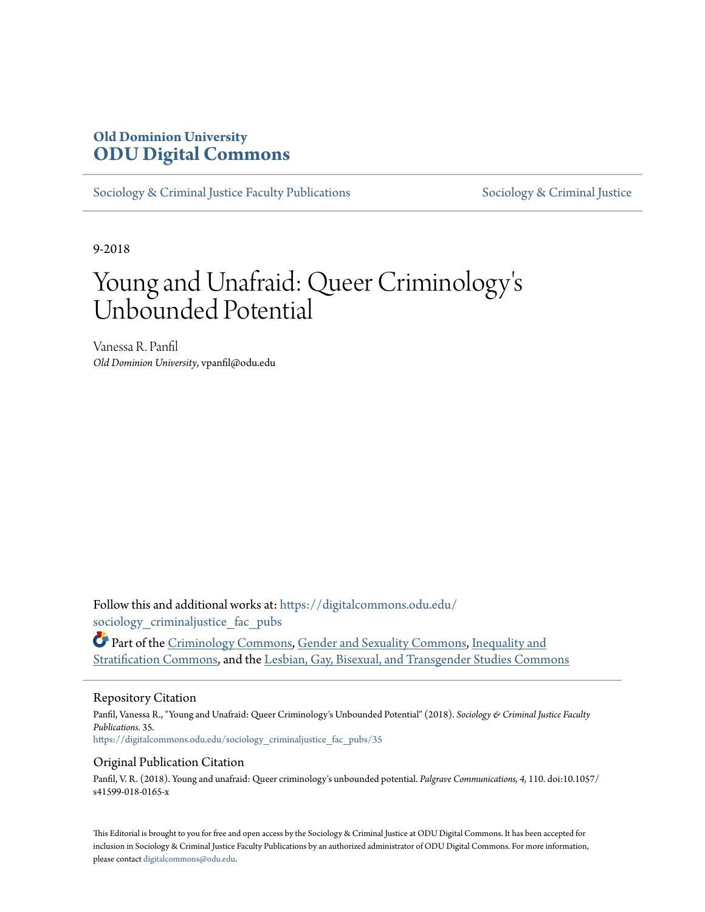Old Dominion University
**ODU Digital Commons**

Sociology & Criminal Justice Faculty Publications | Sociology & Criminal Justice

9-2018

# Young and Unafraid: Queer Criminology's Unbounded Potential

Vanessa R. Panfil
*Old Dominion University*, vpanfil@odu.edu

Follow this and additional works at: https://digitalcommons.odu.edu/sociology_criminaljustice_fac_pubs

Part of the Criminology Commons, Gender and Sexuality Commons, Inequality and Stratification Commons, and the Lesbian, Gay, Bisexual, and Transgender Studies Commons

## Repository Citation

Panfil, Vanessa R., "Young and Unafraid: Queer Criminology's Unbounded Potential" (2018). *Sociology & Criminal Justice Faculty Publications*. 35.
https://digitalcommons.odu.edu/sociology_criminaljustice_fac_pubs/35

## Original Publication Citation

Panfil, V. R. (2018). Young and unafraid: Queer criminology's unbounded potential. *Palgrave Communications, 4,* 110. doi:10.1057/s41599-018-0165-x

This Editorial is brought to you for free and open access by the Sociology & Criminal Justice at ODU Digital Commons. It has been accepted for inclusion in Sociology & Criminal Justice Faculty Publications by an authorized administrator of ODU Digital Commons. For more information, please contact digitalcommons@odu.edu.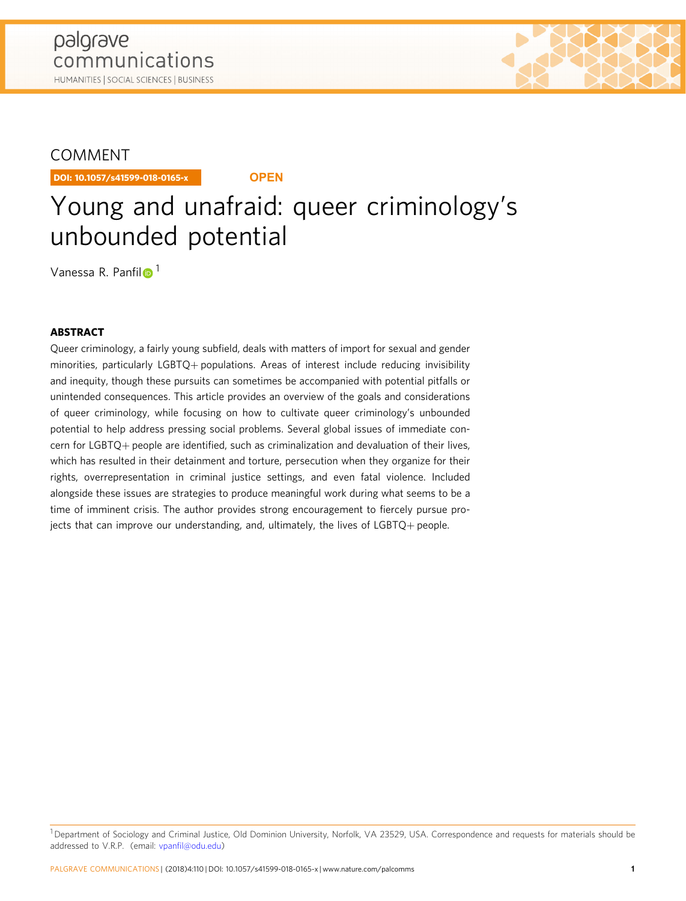COMMENT

DOI: 10.1057/s41599-018-0165-x

OPEN

# Young and unafraid: queer criminology's unbounded potential

Vanessa R. Panfil[1]

## ABSTRACT

Queer criminology, a fairly young subfield, deals with matters of import for sexual and gender minorities, particularly LGBTQ+ populations. Areas of interest include reducing invisibility and inequity, though these pursuits can sometimes be accompanied with potential pitfalls or unintended consequences. This article provides an overview of the goals and considerations of queer criminology, while focusing on how to cultivate queer criminology's unbounded potential to help address pressing social problems. Several global issues of immediate concern for LGBTQ+ people are identified, such as criminalization and devaluation of their lives, which has resulted in their detainment and torture, persecution when they organize for their rights, overrepresentation in criminal justice settings, and even fatal violence. Included alongside these issues are strategies to produce meaningful work during what seems to be a time of imminent crisis. The author provides strong encouragement to fiercely pursue projects that can improve our understanding, and, ultimately, the lives of LGBTQ+ people.

[1] Department of Sociology and Criminal Justice, Old Dominion University, Norfolk, VA 23529, USA. Correspondence and requests for materials should be addressed to V.R.P. (email: vpanfil@odu.edu)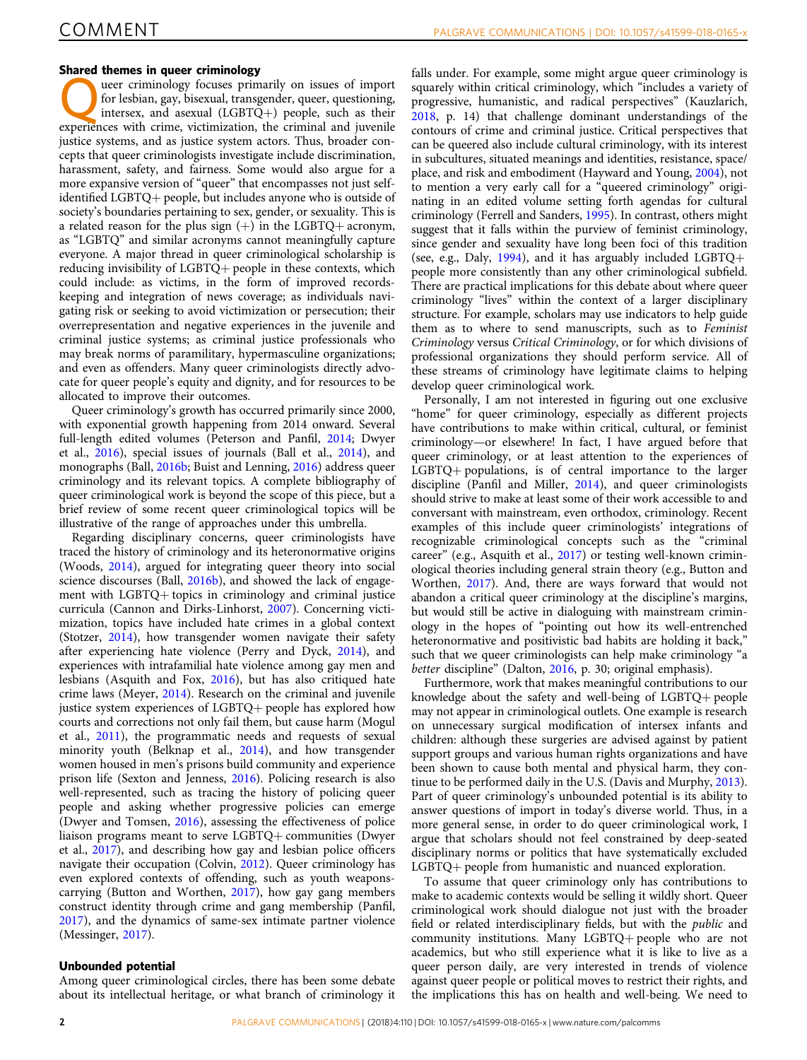## Shared themes in queer criminology

Queer criminology focuses primarily on issues of import for lesbian, gay, bisexual, transgender, queer, questioning, intersex, and asexual (LGBTQ+) people, such as their experiences with crime, victimization, the criminal and juvenile justice systems, and as justice system actors. Thus, broader concepts that queer criminologists investigate include discrimination, harassment, safety, and fairness. Some would also argue for a more expansive version of "queer" that encompasses not just self-identified LGBTQ+ people, but includes anyone who is outside of society's boundaries pertaining to sex, gender, or sexuality. This is a related reason for the plus sign (+) in the LGBTQ+ acronym, as "LGBTQ" and similar acronyms cannot meaningfully capture everyone. A major thread in queer criminological scholarship is reducing invisibility of LGBTQ+ people in these contexts, which could include: as victims, in the form of improved records-keeping and integration of news coverage; as individuals navigating risk or seeking to avoid victimization or persecution; their overrepresentation and negative experiences in the juvenile and criminal justice systems; as criminal justice professionals who may break norms of paramilitary, hypermasculine organizations; and even as offenders. Many queer criminologists directly advocate for queer people's equity and dignity, and for resources to be allocated to improve their outcomes.

Queer criminology's growth has occurred primarily since 2000, with exponential growth happening from 2014 onward. Several full-length edited volumes (Peterson and Panfil, 2014; Dwyer et al., 2016), special issues of journals (Ball et al., 2014), and monographs (Ball, 2016b; Buist and Lenning, 2016) address queer criminology and its relevant topics. A complete bibliography of queer criminological work is beyond the scope of this piece, but a brief review of some recent queer criminological topics will be illustrative of the range of approaches under this umbrella.

Regarding disciplinary concerns, queer criminologists have traced the history of criminology and its heteronormative origins (Woods, 2014), argued for integrating queer theory into social science discourses (Ball, 2016b), and showed the lack of engagement with LGBTQ+ topics in criminology and criminal justice curricula (Cannon and Dirks-Linhorst, 2007). Concerning victimization, topics have included hate crimes in a global context (Stotzer, 2014), how transgender women navigate their safety after experiencing hate violence (Perry and Dyck, 2014), and experiences with intrafamilial hate violence among gay men and lesbians (Asquith and Fox, 2016), but has also critiqued hate crime laws (Meyer, 2014). Research on the criminal and juvenile justice system experiences of LGBTQ+ people has explored how courts and corrections not only fail them, but cause harm (Mogul et al., 2011), the programmatic needs and requests of sexual minority youth (Belknap et al., 2014), and how transgender women housed in men's prisons build community and experience prison life (Sexton and Jenness, 2016). Policing research is also well-represented, such as tracing the history of policing queer people and asking whether progressive policies can emerge (Dwyer and Tomsen, 2016), assessing the effectiveness of police liaison programs meant to serve LGBTQ+ communities (Dwyer et al., 2017), and describing how gay and lesbian police officers navigate their occupation (Colvin, 2012). Queer criminology has even explored contexts of offending, such as youth weapons-carrying (Button and Worthen, 2017), how gay gang members construct identity through crime and gang membership (Panfil, 2017), and the dynamics of same-sex intimate partner violence (Messinger, 2017).

## Unbounded potential

Among queer criminological circles, there has been some debate about its intellectual heritage, or what branch of criminology it falls under. For example, some might argue queer criminology is squarely within critical criminology, which "includes a variety of progressive, humanistic, and radical perspectives" (Kauzlarich, 2018, p. 14) that challenge dominant understandings of the contours of crime and criminal justice. Critical perspectives that can be queered also include cultural criminology, with its interest in subcultures, situated meanings and identities, resistance, space/place, and risk and embodiment (Hayward and Young, 2004), not to mention a very early call for a "queered criminology" originating in an edited volume setting forth agendas for cultural criminology (Ferrell and Sanders, 1995). In contrast, others might suggest that it falls within the purview of feminist criminology, since gender and sexuality have long been foci of this tradition (see, e.g., Daly, 1994), and it has arguably included LGBTQ+ people more consistently than any other criminological subfield. There are practical implications for this debate about where queer criminology "lives" within the context of a larger disciplinary structure. For example, scholars may use indicators to help guide them as to where to send manuscripts, such as to *Feminist Criminology* versus *Critical Criminology*, or for which divisions of professional organizations they should perform service. All of these streams of criminology have legitimate claims to helping develop queer criminological work.

Personally, I am not interested in figuring out one exclusive "home" for queer criminology, especially as different projects have contributions to make within critical, cultural, or feminist criminology—or elsewhere! In fact, I have argued before that queer criminology, or at least attention to the experiences of LGBTQ+ populations, is of central importance to the larger discipline (Panfil and Miller, 2014), and queer criminologists should strive to make at least some of their work accessible to and conversant with mainstream, even orthodox, criminology. Recent examples of this include queer criminologists' integrations of recognizable criminological concepts such as the "criminal career" (e.g., Asquith et al., 2017) or testing well-known criminological theories including general strain theory (e.g., Button and Worthen, 2017). And, there are ways forward that would not abandon a critical queer criminology at the discipline's margins, but would still be active in dialoguing with mainstream criminology in the hopes of "pointing out how its well-entrenched heteronormative and positivistic bad habits are holding it back," such that we queer criminologists can help make criminology "a *better* discipline" (Dalton, 2016, p. 30; original emphasis).

Furthermore, work that makes meaningful contributions to our knowledge about the safety and well-being of LGBTQ+ people may not appear in criminological outlets. One example is research on unnecessary surgical modification of intersex infants and children: although these surgeries are advised against by patient support groups and various human rights organizations and have been shown to cause both mental and physical harm, they continue to be performed daily in the U.S. (Davis and Murphy, 2013). Part of queer criminology's unbounded potential is its ability to answer questions of import in today's diverse world. Thus, in a more general sense, in order to do queer criminological work, I argue that scholars should not feel constrained by deep-seated disciplinary norms or politics that have systematically excluded LGBTQ+ people from humanistic and nuanced exploration.

To assume that queer criminology only has contributions to make to academic contexts would be selling it wildly short. Queer criminological work should dialogue not just with the broader field or related interdisciplinary fields, but with the *public* and community institutions. Many LGBTQ+ people who are not academics, but who still experience what it is like to live as a queer person daily, are very interested in trends of violence against queer people or political moves to restrict their rights, and the implications this has on health and well-being. We need to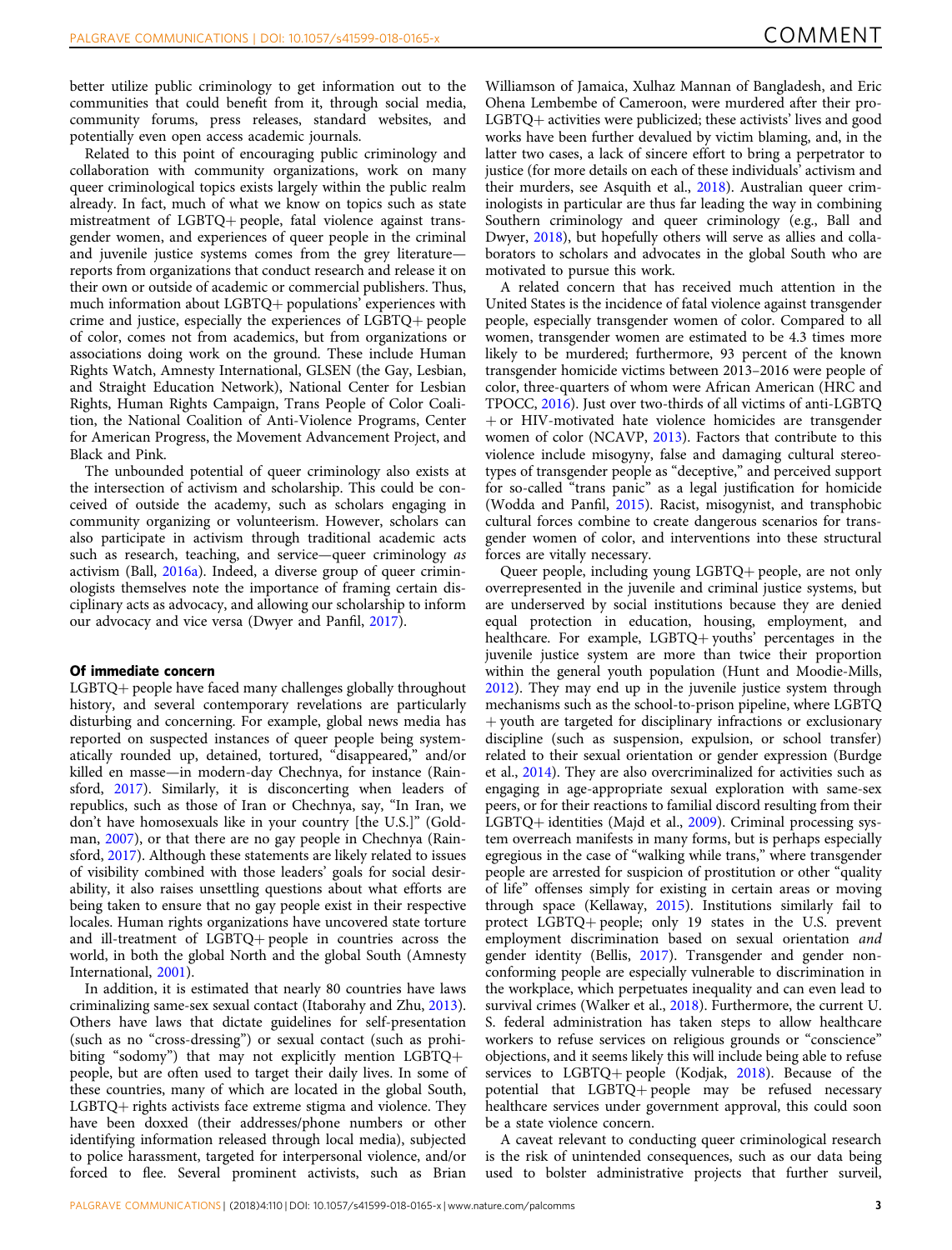better utilize public criminology to get information out to the communities that could benefit from it, through social media, community forums, press releases, standard websites, and potentially even open access academic journals.

Related to this point of encouraging public criminology and collaboration with community organizations, work on many queer criminological topics exists largely within the public realm already. In fact, much of what we know on topics such as state mistreatment of LGBTQ+ people, fatal violence against transgender women, and experiences of queer people in the criminal and juvenile justice systems comes from the grey literature—reports from organizations that conduct research and release it on their own or outside of academic or commercial publishers. Thus, much information about LGBTQ+ populations' experiences with crime and justice, especially the experiences of LGBTQ+ people of color, comes not from academics, but from organizations or associations doing work on the ground. These include Human Rights Watch, Amnesty International, GLSEN (the Gay, Lesbian, and Straight Education Network), National Center for Lesbian Rights, Human Rights Campaign, Trans People of Color Coalition, the National Coalition of Anti-Violence Programs, Center for American Progress, the Movement Advancement Project, and Black and Pink.

The unbounded potential of queer criminology also exists at the intersection of activism and scholarship. This could be conceived of outside the academy, such as scholars engaging in community organizing or volunteerism. However, scholars can also participate in activism through traditional academic acts such as research, teaching, and service—queer criminology *as* activism (Ball, 2016a). Indeed, a diverse group of queer criminologists themselves note the importance of framing certain disciplinary acts as advocacy, and allowing our scholarship to inform our advocacy and vice versa (Dwyer and Panfil, 2017).

#### Of immediate concern

LGBTQ+ people have faced many challenges globally throughout history, and several contemporary revelations are particularly disturbing and concerning. For example, global news media has reported on suspected instances of queer people being systematically rounded up, detained, tortured, "disappeared," and/or killed en masse—in modern-day Chechnya, for instance (Rainsford, 2017). Similarly, it is disconcerting when leaders of republics, such as those of Iran or Chechnya, say, "In Iran, we don't have homosexuals like in your country [the U.S.]" (Goldman, 2007), or that there are no gay people in Chechnya (Rainsford, 2017). Although these statements are likely related to issues of visibility combined with those leaders' goals for social desirability, it also raises unsettling questions about what efforts are being taken to ensure that no gay people exist in their respective locales. Human rights organizations have uncovered state torture and ill-treatment of LGBTQ+ people in countries across the world, in both the global North and the global South (Amnesty International, 2001).

In addition, it is estimated that nearly 80 countries have laws criminalizing same-sex sexual contact (Itaborahy and Zhu, 2013). Others have laws that dictate guidelines for self-presentation (such as no "cross-dressing") or sexual contact (such as prohibiting "sodomy") that may not explicitly mention LGBTQ+ people, but are often used to target their daily lives. In some of these countries, many of which are located in the global South, LGBTQ+ rights activists face extreme stigma and violence. They have been doxxed (their addresses/phone numbers or other identifying information released through local media), subjected to police harassment, targeted for interpersonal violence, and/or forced to flee. Several prominent activists, such as Brian Williamson of Jamaica, Xulhaz Mannan of Bangladesh, and Eric Ohena Lembembe of Cameroon, were murdered after their pro-LGBTQ+ activities were publicized; these activists' lives and good works have been further devalued by victim blaming, and, in the latter two cases, a lack of sincere effort to bring a perpetrator to justice (for more details on each of these individuals' activism and their murders, see Asquith et al., 2018). Australian queer criminologists in particular are thus far leading the way in combining Southern criminology and queer criminology (e.g., Ball and Dwyer, 2018), but hopefully others will serve as allies and collaborators to scholars and advocates in the global South who are motivated to pursue this work.

A related concern that has received much attention in the United States is the incidence of fatal violence against transgender people, especially transgender women of color. Compared to all women, transgender women are estimated to be 4.3 times more likely to be murdered; furthermore, 93 percent of the known transgender homicide victims between 2013–2016 were people of color, three-quarters of whom were African American (HRC and TPOCC, 2016). Just over two-thirds of all victims of anti-LGBTQ+ or HIV-motivated hate violence homicides are transgender women of color (NCAVP, 2013). Factors that contribute to this violence include misogyny, false and damaging cultural stereotypes of transgender people as "deceptive," and perceived support for so-called "trans panic" as a legal justification for homicide (Wodda and Panfil, 2015). Racist, misogynist, and transphobic cultural forces combine to create dangerous scenarios for transgender women of color, and interventions into these structural forces are vitally necessary.

Queer people, including young LGBTQ+ people, are not only overrepresented in the juvenile and criminal justice systems, but are underserved by social institutions because they are denied equal protection in education, housing, employment, and healthcare. For example, LGBTQ+ youths' percentages in the juvenile justice system are more than twice their proportion within the general youth population (Hunt and Moodie-Mills, 2012). They may end up in the juvenile justice system through mechanisms such as the school-to-prison pipeline, where LGBTQ+ youth are targeted for disciplinary infractions or exclusionary discipline (such as suspension, expulsion, or school transfer) related to their sexual orientation or gender expression (Burdge et al., 2014). They are also overcriminalized for activities such as engaging in age-appropriate sexual exploration with same-sex peers, or for their reactions to familial discord resulting from their LGBTQ+ identities (Majd et al., 2009). Criminal processing system overreach manifests in many forms, but is perhaps especially egregious in the case of "walking while trans," where transgender people are arrested for suspicion of prostitution or other "quality of life" offenses simply for existing in certain areas or moving through space (Kellaway, 2015). Institutions similarly fail to protect LGBTQ+ people; only 19 states in the U.S. prevent employment discrimination based on sexual orientation *and* gender identity (Bellis, 2017). Transgender and gender nonconforming people are especially vulnerable to discrimination in the workplace, which perpetuates inequality and can even lead to survival crimes (Walker et al., 2018). Furthermore, the current U.S. federal administration has taken steps to allow healthcare workers to refuse services on religious grounds or "conscience" objections, and it seems likely this will include being able to refuse services to LGBTQ+ people (Kodjak, 2018). Because of the potential that LGBTQ+ people may be refused necessary healthcare services under government approval, this could soon be a state violence concern.

A caveat relevant to conducting queer criminological research is the risk of unintended consequences, such as our data being used to bolster administrative projects that further surveil,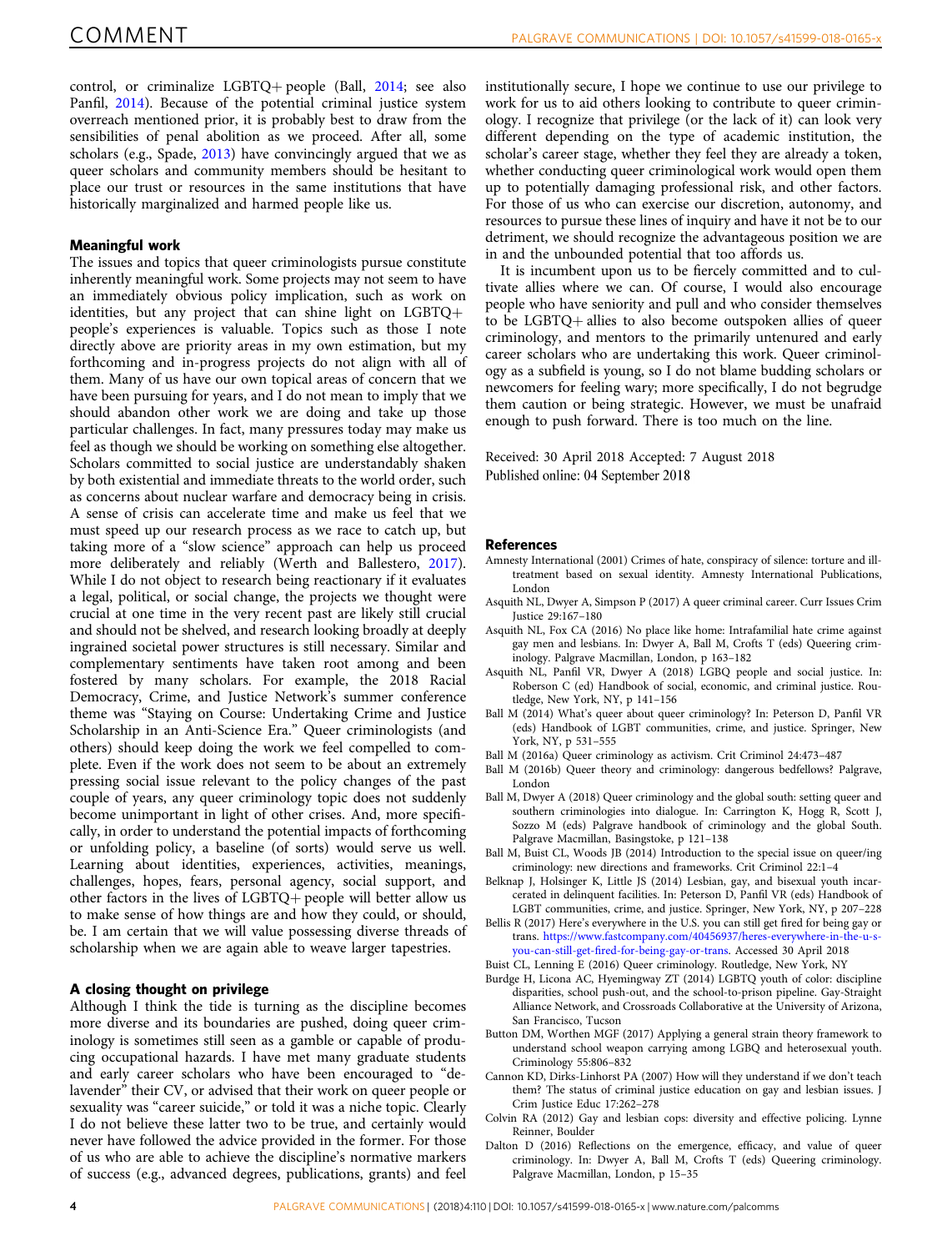control, or criminalize LGBTQ+ people (Ball, 2014; see also Panfil, 2014). Because of the potential criminal justice system overreach mentioned prior, it is probably best to draw from the sensibilities of penal abolition as we proceed. After all, some scholars (e.g., Spade, 2013) have convincingly argued that we as queer scholars and community members should be hesitant to place our trust or resources in the same institutions that have historically marginalized and harmed people like us.

### Meaningful work

The issues and topics that queer criminologists pursue constitute inherently meaningful work. Some projects may not seem to have an immediately obvious policy implication, such as work on identities, but any project that can shine light on LGBTQ+ people's experiences is valuable. Topics such as those I note directly above are priority areas in my own estimation, but my forthcoming and in-progress projects do not align with all of them. Many of us have our own topical areas of concern that we have been pursuing for years, and I do not mean to imply that we should abandon other work we are doing and take up those particular challenges. In fact, many pressures today may make us feel as though we should be working on something else altogether. Scholars committed to social justice are understandably shaken by both existential and immediate threats to the world order, such as concerns about nuclear warfare and democracy being in crisis. A sense of crisis can accelerate time and make us feel that we must speed up our research process as we race to catch up, but taking more of a "slow science" approach can help us proceed more deliberately and reliably (Werth and Ballestero, 2017). While I do not object to research being reactionary if it evaluates a legal, political, or social change, the projects we thought were crucial at one time in the very recent past are likely still crucial and should not be shelved, and research looking broadly at deeply ingrained societal power structures is still necessary. Similar and complementary sentiments have taken root among and been fostered by many scholars. For example, the 2018 Racial Democracy, Crime, and Justice Network's summer conference theme was "Staying on Course: Undertaking Crime and Justice Scholarship in an Anti-Science Era." Queer criminologists (and others) should keep doing the work we feel compelled to complete. Even if the work does not seem to be about an extremely pressing social issue relevant to the policy changes of the past couple of years, any queer criminology topic does not suddenly become unimportant in light of other crises. And, more specifically, in order to understand the potential impacts of forthcoming or unfolding policy, a baseline (of sorts) would serve us well. Learning about identities, experiences, activities, meanings, challenges, hopes, fears, personal agency, social support, and other factors in the lives of LGBTQ+ people will better allow us to make sense of how things are and how they could, or should, be. I am certain that we will value possessing diverse threads of scholarship when we are again able to weave larger tapestries.

### A closing thought on privilege

Although I think the tide is turning as the discipline becomes more diverse and its boundaries are pushed, doing queer criminology is sometimes still seen as a gamble or capable of producing occupational hazards. I have met many graduate students and early career scholars who have been encouraged to "de-lavender" their CV, or advised that their work on queer people or sexuality was "career suicide," or told it was a niche topic. Clearly I do not believe these latter two to be true, and certainly would never have followed the advice provided in the former. For those of us who are able to achieve the discipline's normative markers of success (e.g., advanced degrees, publications, grants) and feel institutionally secure, I hope we continue to use our privilege to work for us to aid others looking to contribute to queer criminology. I recognize that privilege (or the lack of it) can look very different depending on the type of academic institution, the scholar's career stage, whether they feel they are already a token, whether conducting queer criminological work would open them up to potentially damaging professional risk, and other factors. For those of us who can exercise our discretion, autonomy, and resources to pursue these lines of inquiry and have it not be to our detriment, we should recognize the advantageous position we are in and the unbounded potential that too affords us.

It is incumbent upon us to be fiercely committed and to cultivate allies where we can. Of course, I would also encourage people who have seniority and pull and who consider themselves to be LGBTQ+ allies to also become outspoken allies of queer criminology, and mentors to the primarily untenured and early career scholars who are undertaking this work. Queer criminology as a subfield is young, so I do not blame budding scholars or newcomers for feeling wary; more specifically, I do not begrudge them caution or being strategic. However, we must be unafraid enough to push forward. There is too much on the line.

Received: 30 April 2018 Accepted: 7 August 2018
Published online: 04 September 2018

### References

Amnesty International (2001) Crimes of hate, conspiracy of silence: torture and ill-treatment based on sexual identity. Amnesty International Publications, London

Asquith NL, Dwyer A, Simpson P (2017) A queer criminal career. Curr Issues Crim Justice 29:167–180

Asquith NL, Fox CA (2016) No place like home: Intrafamilial hate crime against gay men and lesbians. In: Dwyer A, Ball M, Crofts T (eds) Queering criminology. Palgrave Macmillan, London, p 163–182

Asquith NL, Panfil VR, Dwyer A (2018) LGBQ people and social justice. In: Roberson C (ed) Handbook of social, economic, and criminal justice. Routledge, New York, NY, p 141–156

Ball M (2014) What's queer about queer criminology? In: Peterson D, Panfil VR (eds) Handbook of LGBT communities, crime, and justice. Springer, New York, NY, p 531–555

Ball M (2016a) Queer criminology as activism. Crit Criminol 24:473–487

Ball M (2016b) Queer theory and criminology: dangerous bedfellows? Palgrave, London

Ball M, Dwyer A (2018) Queer criminology and the global south: setting queer and southern criminologies into dialogue. In: Carrington K, Hogg R, Scott J, Sozzo M (eds) Palgrave handbook of criminology and the global South. Palgrave Macmillan, Basingstoke, p 121–138

Ball M, Buist CL, Woods JB (2014) Introduction to the special issue on queer/ing criminology: new directions and frameworks. Crit Criminol 22:1–4

Belknap J, Holsinger K, Little JS (2014) Lesbian, gay, and bisexual youth incarcerated in delinquent facilities. In: Peterson D, Panfil VR (eds) Handbook of LGBT communities, crime, and justice. Springer, New York, NY, p 207–228

Bellis R (2017) Here's everywhere in the U.S. you can still get fired for being gay or trans. https://www.fastcompany.com/40456937/heres-everywhere-in-the-u-s-you-can-still-get-fired-for-being-gay-or-trans. Accessed 30 April 2018

Buist CL, Lenning E (2016) Queer criminology. Routledge, New York, NY

Burdge H, Licona AC, Hyemingway ZT (2014) LGBTQ youth of color: discipline disparities, school push-out, and the school-to-prison pipeline. Gay-Straight Alliance Network, and Crossroads Collaborative at the University of Arizona, San Francisco, Tucson

Button DM, Worthen MGF (2017) Applying a general strain theory framework to understand school weapon carrying among LGBQ and heterosexual youth. Criminology 55:806–832

Cannon KD, Dirks-Linhorst PA (2007) How will they understand if we don't teach them? The status of criminal justice education on gay and lesbian issues. J Crim Justice Educ 17:262–278

Colvin RA (2012) Gay and lesbian cops: diversity and effective policing. Lynne Reinner, Boulder

Dalton D (2016) Reflections on the emergence, efficacy, and value of queer criminology. In: Dwyer A, Ball M, Crofts T (eds) Queering criminology. Palgrave Macmillan, London, p 15–35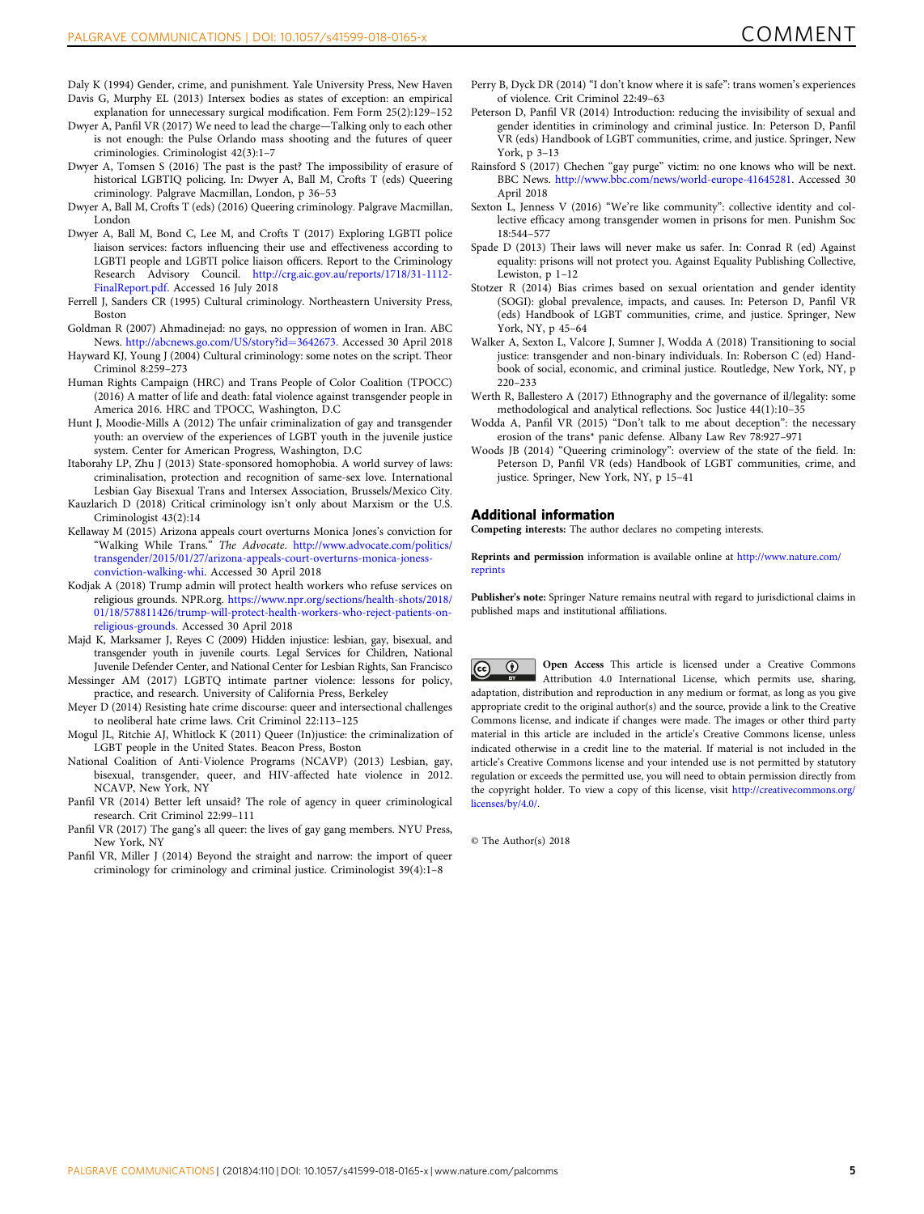Daly K (1994) Gender, crime, and punishment. Yale University Press, New Haven

Davis G, Murphy EL (2013) Intersex bodies as states of exception: an empirical explanation for unnecessary surgical modification. Fem Form 25(2):129–152

Dwyer A, Panfil VR (2017) We need to lead the charge—Talking only to each other is not enough: the Pulse Orlando mass shooting and the futures of queer criminologies. Criminologist 42(3):1–7

Dwyer A, Tomsen S (2016) The past is the past? The impossibility of erasure of historical LGBTIQ policing. In: Dwyer A, Ball M, Crofts T (eds) Queering criminology. Palgrave Macmillan, London, p 36–53

Dwyer A, Ball M, Crofts T (eds) (2016) Queering criminology. Palgrave Macmillan, London

Dwyer A, Ball M, Bond C, Lee M, and Crofts T (2017) Exploring LGBTI police liaison services: factors influencing their use and effectiveness according to LGBTI people and LGBTI police liaison officers. Report to the Criminology Research Advisory Council. http://crg.aic.gov.au/reports/1718/31-1112-FinalReport.pdf. Accessed 16 July 2018

Ferrell J, Sanders CR (1995) Cultural criminology. Northeastern University Press, Boston

Goldman R (2007) Ahmadinejad: no gays, no oppression of women in Iran. ABC News. http://abcnews.go.com/US/story?id=3642673. Accessed 30 April 2018

Hayward KJ, Young J (2004) Cultural criminology: some notes on the script. Theor Criminol 8:259–273

Human Rights Campaign (HRC) and Trans People of Color Coalition (TPOCC) (2016) A matter of life and death: fatal violence against transgender people in America 2016. HRC and TPOCC, Washington, D.C

Hunt J, Moodie-Mills A (2012) The unfair criminalization of gay and transgender youth: an overview of the experiences of LGBT youth in the juvenile justice system. Center for American Progress, Washington, D.C

Itaborahy LP, Zhu J (2013) State-sponsored homophobia. A world survey of laws: criminalisation, protection and recognition of same-sex love. International Lesbian Gay Bisexual Trans and Intersex Association, Brussels/Mexico City.

Kauzlarich D (2018) Critical criminology isn't only about Marxism or the U.S. Criminologist 43(2):14

Kellaway M (2015) Arizona appeals court overturns Monica Jones's conviction for "Walking While Trans." *The Advocate*. http://www.advocate.com/politics/transgender/2015/01/27/arizona-appeals-court-overturns-monica-joness-conviction-walking-whi. Accessed 30 April 2018

Kodjak A (2018) Trump admin will protect health workers who refuse services on religious grounds. NPR.org. https://www.npr.org/sections/health-shots/2018/01/18/578811426/trump-will-protect-health-workers-who-reject-patients-on-religious-grounds. Accessed 30 April 2018

Majd K, Marksamer J, Reyes C (2009) Hidden injustice: lesbian, gay, bisexual, and transgender youth in juvenile courts. Legal Services for Children, National Juvenile Defender Center, and National Center for Lesbian Rights, San Francisco

Messinger AM (2017) LGBTQ intimate partner violence: lessons for policy, practice, and research. University of California Press, Berkeley

Meyer D (2014) Resisting hate crime discourse: queer and intersectional challenges to neoliberal hate crime laws. Crit Criminol 22:113–125

Mogul JL, Ritchie AJ, Whitlock K (2011) Queer (In)justice: the criminalization of LGBT people in the United States. Beacon Press, Boston

National Coalition of Anti-Violence Programs (NCAVP) (2013) Lesbian, gay, bisexual, transgender, queer, and HIV-affected hate violence in 2012. NCAVP, New York, NY

Panfil VR (2014) Better left unsaid? The role of agency in queer criminological research. Crit Criminol 22:99–111

Panfil VR (2017) The gang's all queer: the lives of gay gang members. NYU Press, New York, NY

Panfil VR, Miller J (2014) Beyond the straight and narrow: the import of queer criminology for criminology and criminal justice. Criminologist 39(4):1–8

Perry B, Dyck DR (2014) "I don't know where it is safe": trans women's experiences of violence. Crit Criminol 22:49–63

Peterson D, Panfil VR (2014) Introduction: reducing the invisibility of sexual and gender identities in criminology and criminal justice. In: Peterson D, Panfil VR (eds) Handbook of LGBT communities, crime, and justice. Springer, New York, p 3–13

Rainsford S (2017) Chechen "gay purge" victim: no one knows who will be next. BBC News. http://www.bbc.com/news/world-europe-41645281. Accessed 30 April 2018

Sexton L, Jenness V (2016) "We're like community": collective identity and collective efficacy among transgender women in prisons for men. Punishm Soc 18:544–577

Spade D (2013) Their laws will never make us safer. In: Conrad R (ed) Against equality: prisons will not protect you. Against Equality Publishing Collective, Lewiston, p 1–12

Stotzer R (2014) Bias crimes based on sexual orientation and gender identity (SOGI): global prevalence, impacts, and causes. In: Peterson D, Panfil VR (eds) Handbook of LGBT communities, crime, and justice. Springer, New York, NY, p 45–64

Walker A, Sexton L, Valcore J, Sumner J, Wodda A (2018) Transitioning to social justice: transgender and non-binary individuals. In: Roberson C (ed) Handbook of social, economic, and criminal justice. Routledge, New York, NY, p 220–233

Werth R, Ballestero A (2017) Ethnography and the governance of il/legality: some methodological and analytical reflections. Soc Justice 44(1):10–35

Wodda A, Panfil VR (2015) "Don't talk to me about deception": the necessary erosion of the trans* panic defense. Albany Law Rev 78:927–971

Woods JB (2014) "Queering criminology": overview of the state of the field. In: Peterson D, Panfil VR (eds) Handbook of LGBT communities, crime, and justice. Springer, New York, NY, p 15–41

## Additional information

**Competing interests:** The author declares no competing interests.

**Reprints and permission** information is available online at http://www.nature.com/reprints

**Publisher's note:** Springer Nature remains neutral with regard to jurisdictional claims in published maps and institutional affiliations.

**Open Access** This article is licensed under a Creative Commons Attribution 4.0 International License, which permits use, sharing, adaptation, distribution and reproduction in any medium or format, as long as you give appropriate credit to the original author(s) and the source, provide a link to the Creative Commons license, and indicate if changes were made. The images or other third party material in this article are included in the article's Creative Commons license, unless indicated otherwise in a credit line to the material. If material is not included in the article's Creative Commons license and your intended use is not permitted by statutory regulation or exceeds the permitted use, you will need to obtain permission directly from the copyright holder. To view a copy of this license, visit http://creativecommons.org/licenses/by/4.0/.

© The Author(s) 2018